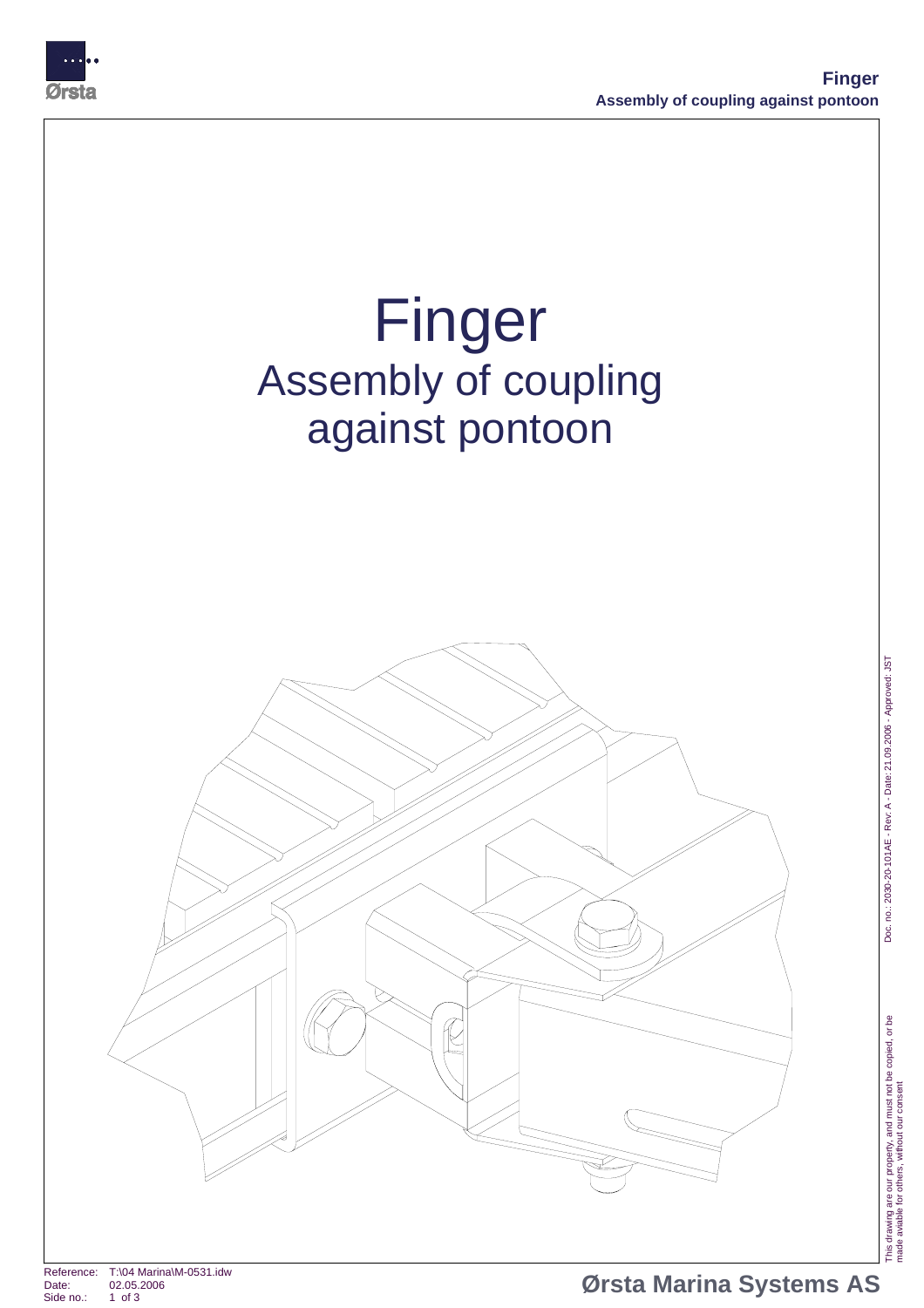# Finger

## Assembly of coupling against pontoon

Reference: T:\04 Marina\M-0531.idw
Date: 02.05.2006
Side no.: 1 of 3

**Ørsta Marina Systems AS**

Doc. no.: 2030-20-101AE - Rev: A - Date: 21.09.2006 - Approved: JST

This drawing are our property, and must not be copied, or be made aviable for others, without our consent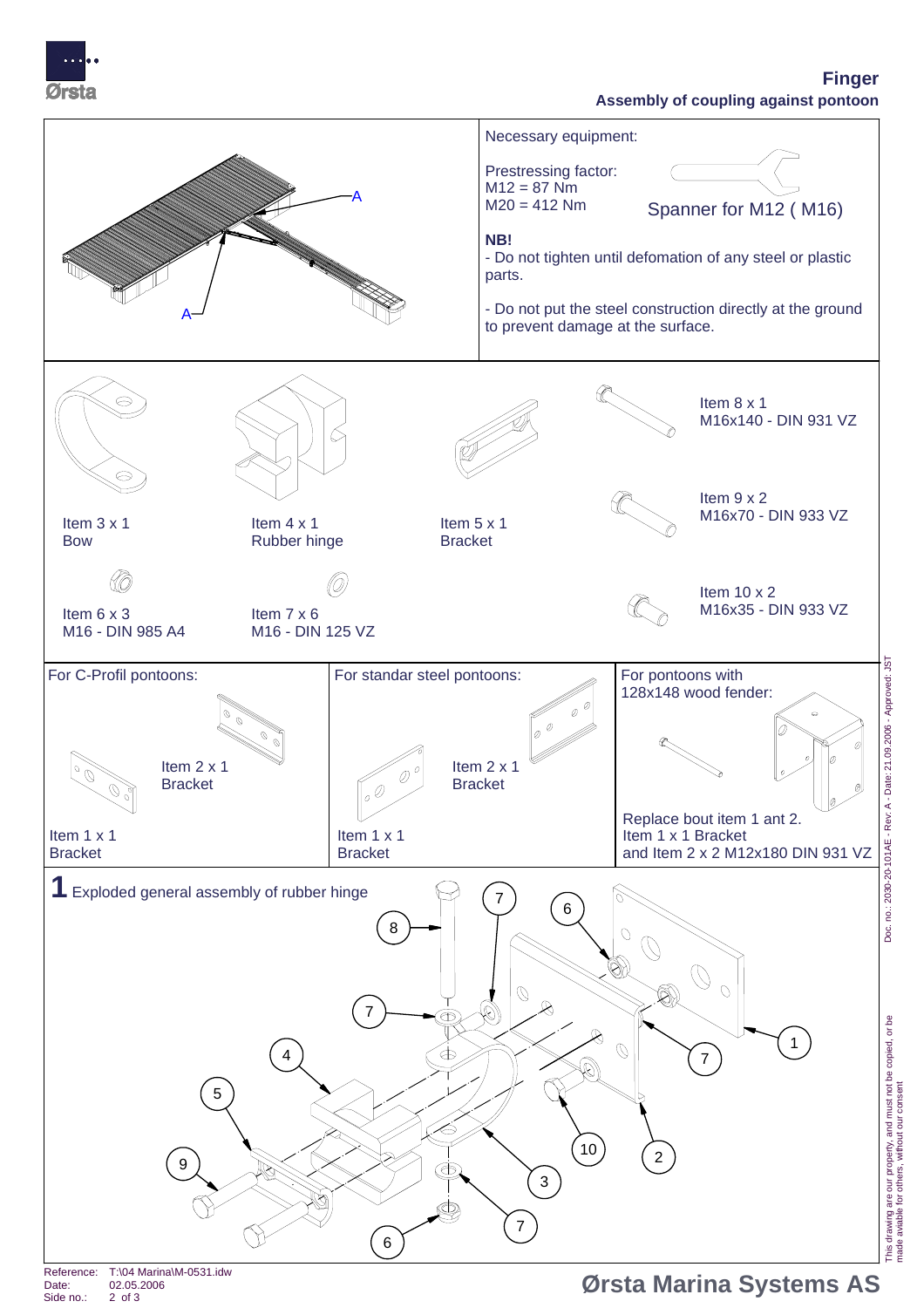# Finger

## Assembly of coupling against pontoon

A

A

Necessary equipment:

Prestressing factor:
M12 = 87 Nm
M20 = 412 Nm

Spanner for M12 ( M16)

**NB!**

- Do not tighten until defomation of any steel or plastic parts.

- Do not put the steel construction directly at the ground to prevent damage at the surface.

Item 3 x 1
Bow

Item 4 x 1
Rubber hinge

Item 5 x 1
Bracket

Item 8 x 1
M16x140 - DIN 931 VZ

Item 9 x 2
M16x70 - DIN 933 VZ

Item 10 x 2
M16x35 - DIN 933 VZ

Item 6 x 3
M16 - DIN 985 A4

Item 7 x 6
M16 - DIN 125 VZ

For C-Profil pontoons:

Item 2 x 1
Bracket

Item 1 x 1
Bracket

For standar steel pontoons:

Item 2 x 1
Bracket

Item 1 x 1
Bracket

For pontoons with 128x148 wood fender:

Replace bout item 1 ant 2.
Item 1 x 1 Bracket
and Item 2 x 2 M12x180 DIN 931 VZ

**1** Exploded general assembly of rubber hinge

8 7 6 7 1 7 4 5 10 2 9 3 7 6

Doc. no.: 2030-20-101AE - Rev: A - Date: 21.09.2006 - Approved: JST

This drawing are our property, and must not be copied, or be made avaible for others, without our consent

Reference: T:\04 Marina\M-0531.idw
Date: 02.05.2006
Side no.: 2 of 3

Ørsta Marina Systems AS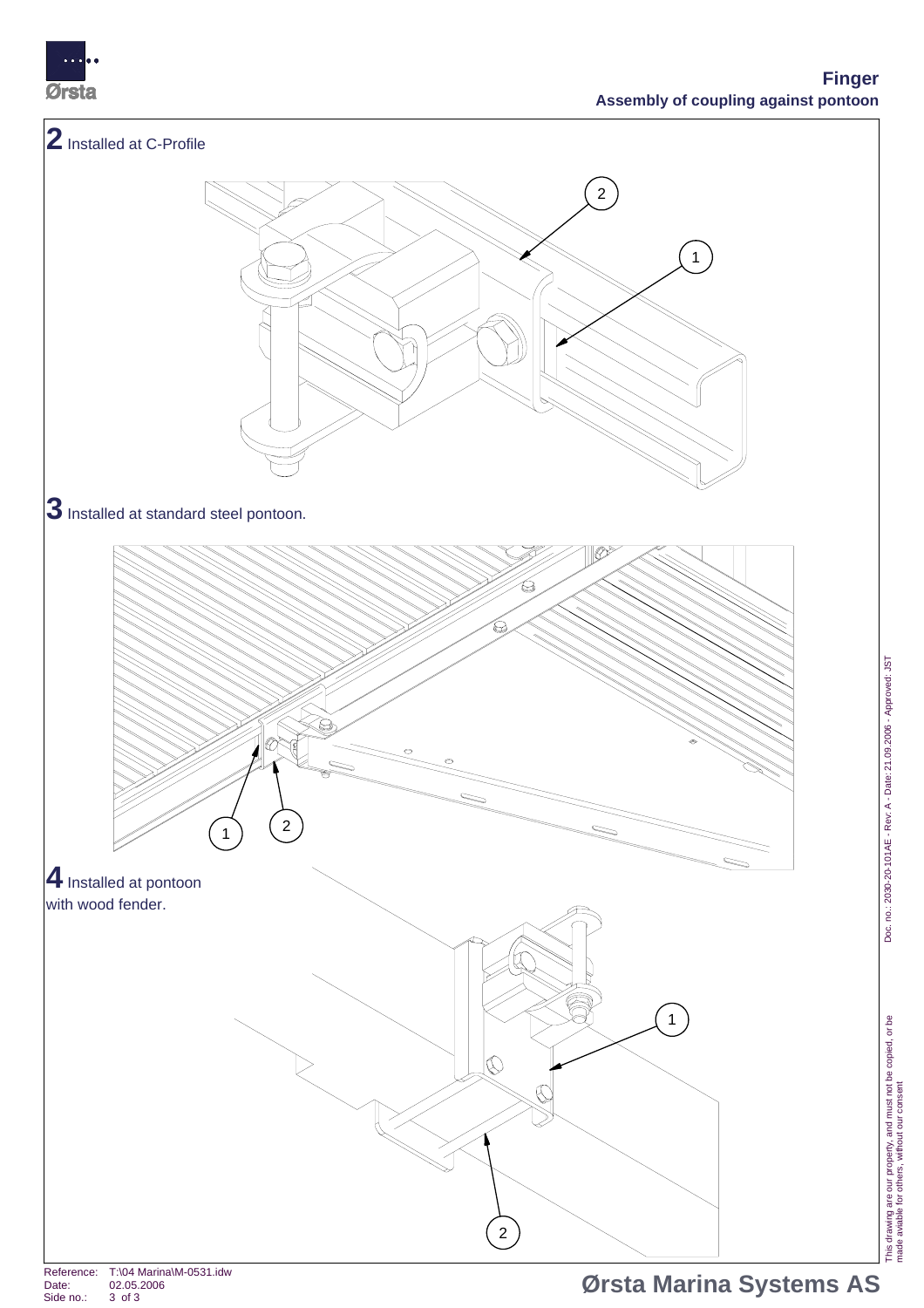# Finger

## Assembly of coupling against pontoon

**2** Installed at C-Profile

2

1

**3** Installed at standard steel pontoon.

1

2

**4** Installed at pontoon with wood fender.

1

2

Reference: T:\04 Marina\M-0531.idw
Date: 02.05.2006
Side no.: 3 of 3

Doc. no.: 2030-20-101AE - Rev.: A - Date: 21.09.2006 - Approved: JST

This drawing are our property, and must not be copied, or be made aviable for others, without our consent

**Ørsta Marina Systems AS**